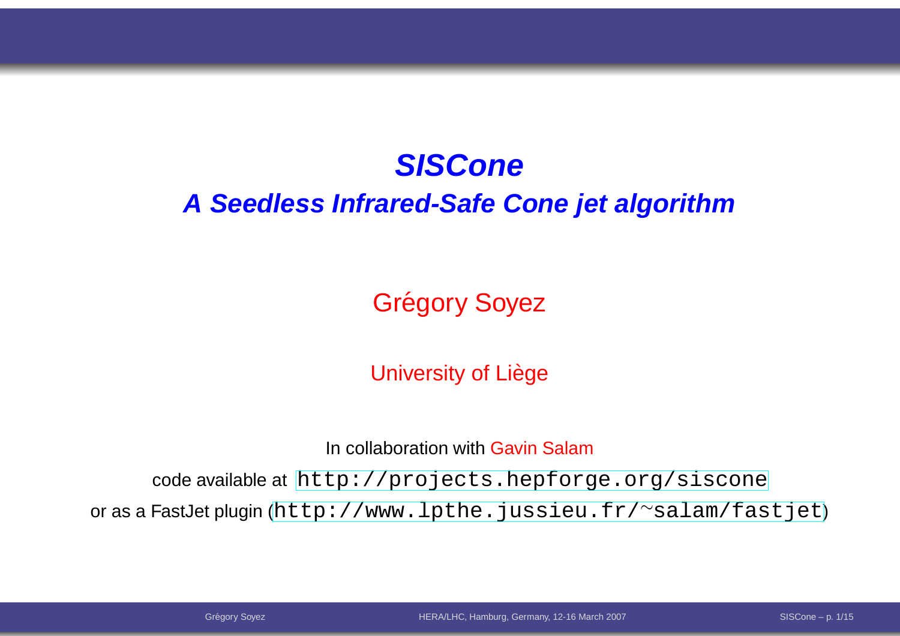# *SISCone*

## *A Seedless Infrared-Safe Cone jet algorithm*

Grégory Soyez

University of Liège

In collaboration with Gavin Salam

code available at `http://projects.hepforge.org/siscone`

or as a FastJet plugin (`http://www.lpthe.jussieu.fr/~salam/fastjet`)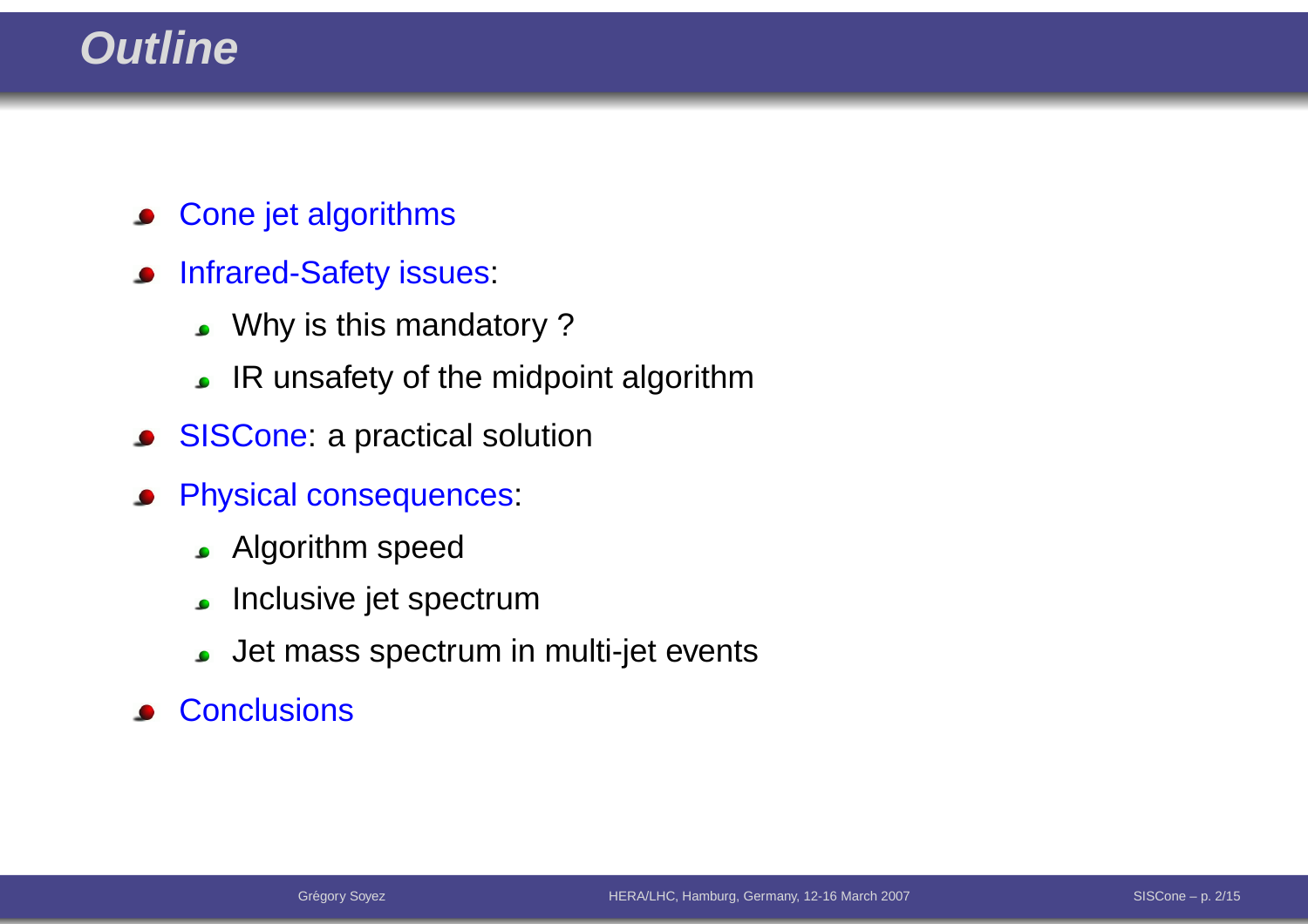# Outline

- Cone jet algorithms
- Infrared-Safety issues:
  - Why is this mandatory ?
  - IR unsafety of the midpoint algorithm
- SISCone: a practical solution
- Physical consequences:
  - Algorithm speed
  - Inclusive jet spectrum
  - Jet mass spectrum in multi-jet events
- Conclusions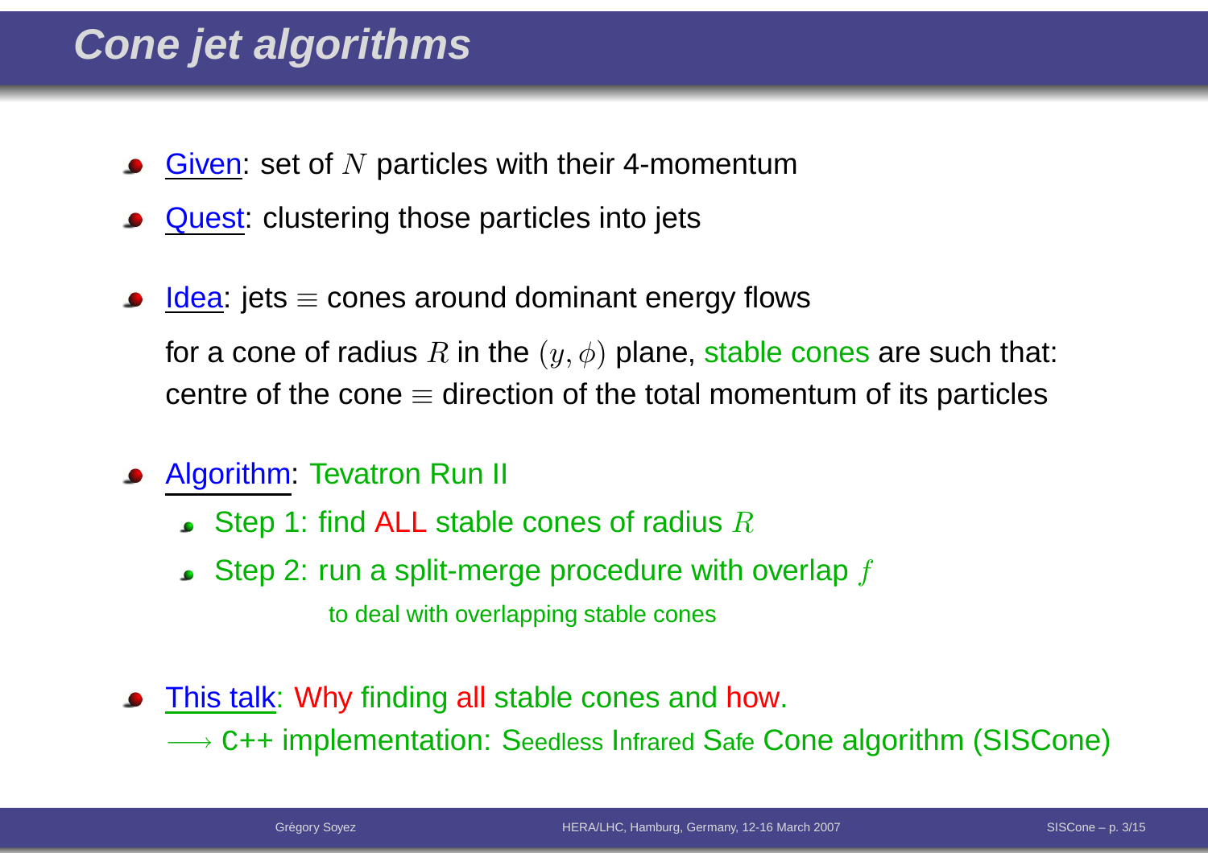# Cone jet algorithms

- Given: set of $N$ particles with their 4-momentum
- Quest: clustering those particles into jets
- Idea: jets $\equiv$ cones around dominant energy flows

  for a cone of radius $R$ in the $(y, \phi)$ plane, stable cones are such that: centre of the cone $\equiv$ direction of the total momentum of its particles

- Algorithm: Tevatron Run II
  - Step 1: find ALL stable cones of radius $R$
  - Step 2: run a split-merge procedure with overlap $f$

    to deal with overlapping stable cones

- This talk: Why finding all stable cones and how.

  $\longrightarrow$ C++ implementation: Seedless Infrared Safe Cone algorithm (SISCone)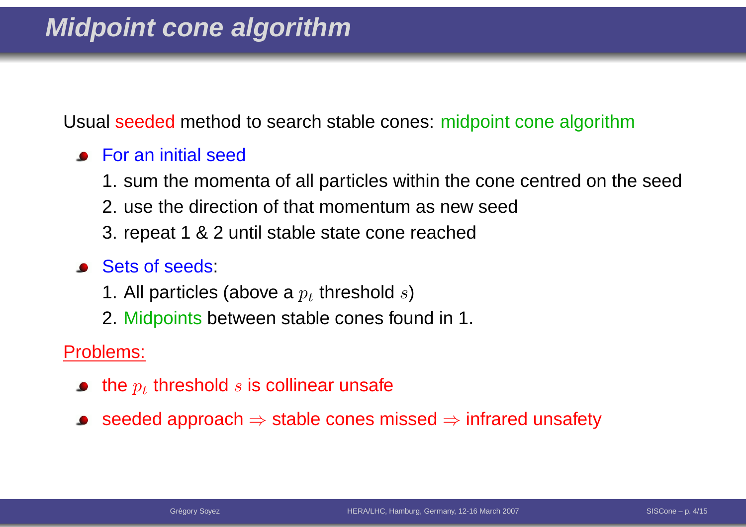# Midpoint cone algorithm

Usual seeded method to search stable cones: midpoint cone algorithm

- For an initial seed
  1. sum the momenta of all particles within the cone centred on the seed
  2. use the direction of that momentum as new seed
  3. repeat 1 & 2 until stable state cone reached
- Sets of seeds:
  1. All particles (above a $p_t$ threshold $s$)
  2. Midpoints between stable cones found in 1.

Problems:

- the $p_t$ threshold $s$ is collinear unsafe
- seeded approach $\Rightarrow$ stable cones missed $\Rightarrow$ infrared unsafety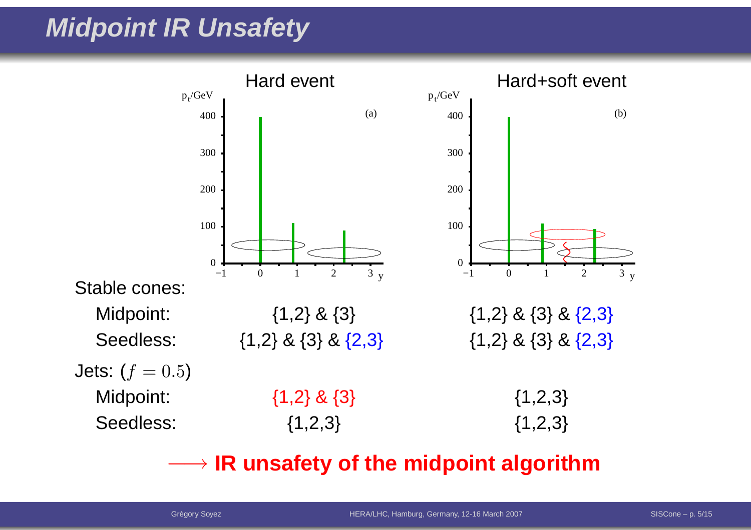# Midpoint IR Unsafety

| | Hard event | Hard+soft event |
|---|---|---|
| **Stable cones:** | | |
| Midpoint: | {1,2} & {3} | {1,2} & {3} & {2,3} |
| Seedless: | {1,2} & {3} & {2,3} | {1,2} & {3} & {2,3} |
| **Jets:** ($f = 0.5$) | | |
| Midpoint: | {1,2} & {3} | {1,2,3} |
| Seedless: | {1,2,3} | {1,2,3} |

$\longrightarrow$ **IR unsafety of the midpoint algorithm**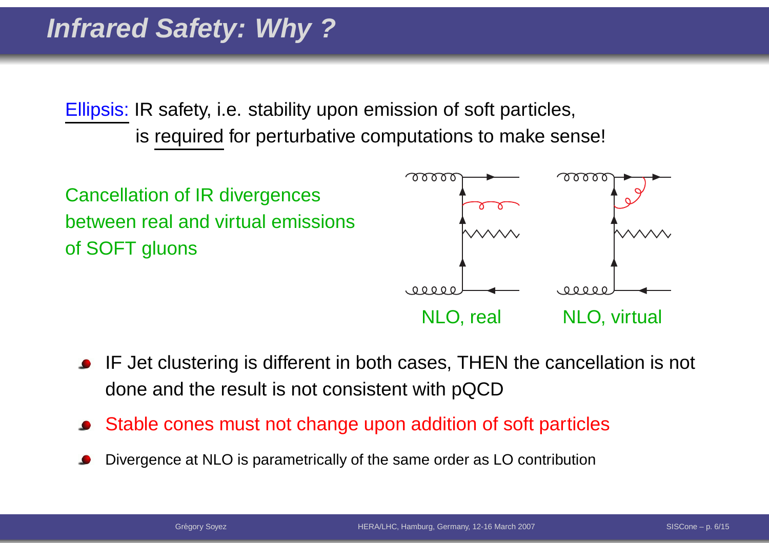# Infrared Safety: Why ?

Ellipsis: IR safety, i.e. stability upon emission of soft particles, is required for perturbative computations to make sense!

Cancellation of IR divergences between real and virtual emissions of SOFT gluons

NLO, real        NLO, virtual

- IF Jet clustering is different in both cases, THEN the cancellation is not done and the result is not consistent with pQCD
- Stable cones must not change upon addition of soft particles
- Divergence at NLO is parametrically of the same order as LO contribution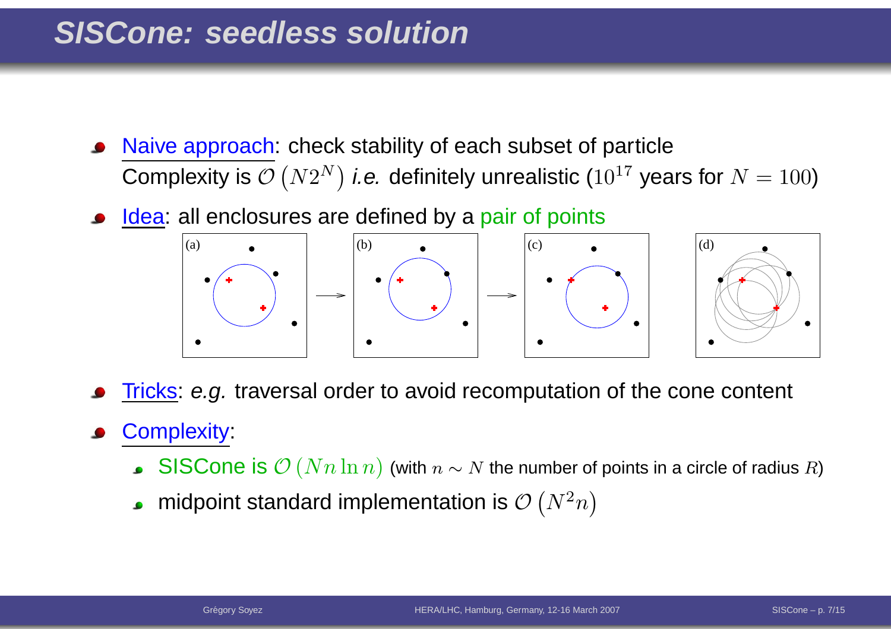# SISCone: seedless solution

- Naive approach: check stability of each subset of particle
  Complexity is $\mathcal{O}\left(N2^N\right)$ *i.e.* definitely unrealistic ($10^{17}$ years for $N = 100$)
- Idea: all enclosures are defined by a pair of points

(a) → (b) → (c)    (d)

- Tricks: *e.g.* traversal order to avoid recomputation of the cone content
- Complexity:
  - SISCone is $\mathcal{O}\left(Nn\ln n\right)$ (with $n \sim N$ the number of points in a circle of radius $R$)
  - midpoint standard implementation is $\mathcal{O}\left(N^2 n\right)$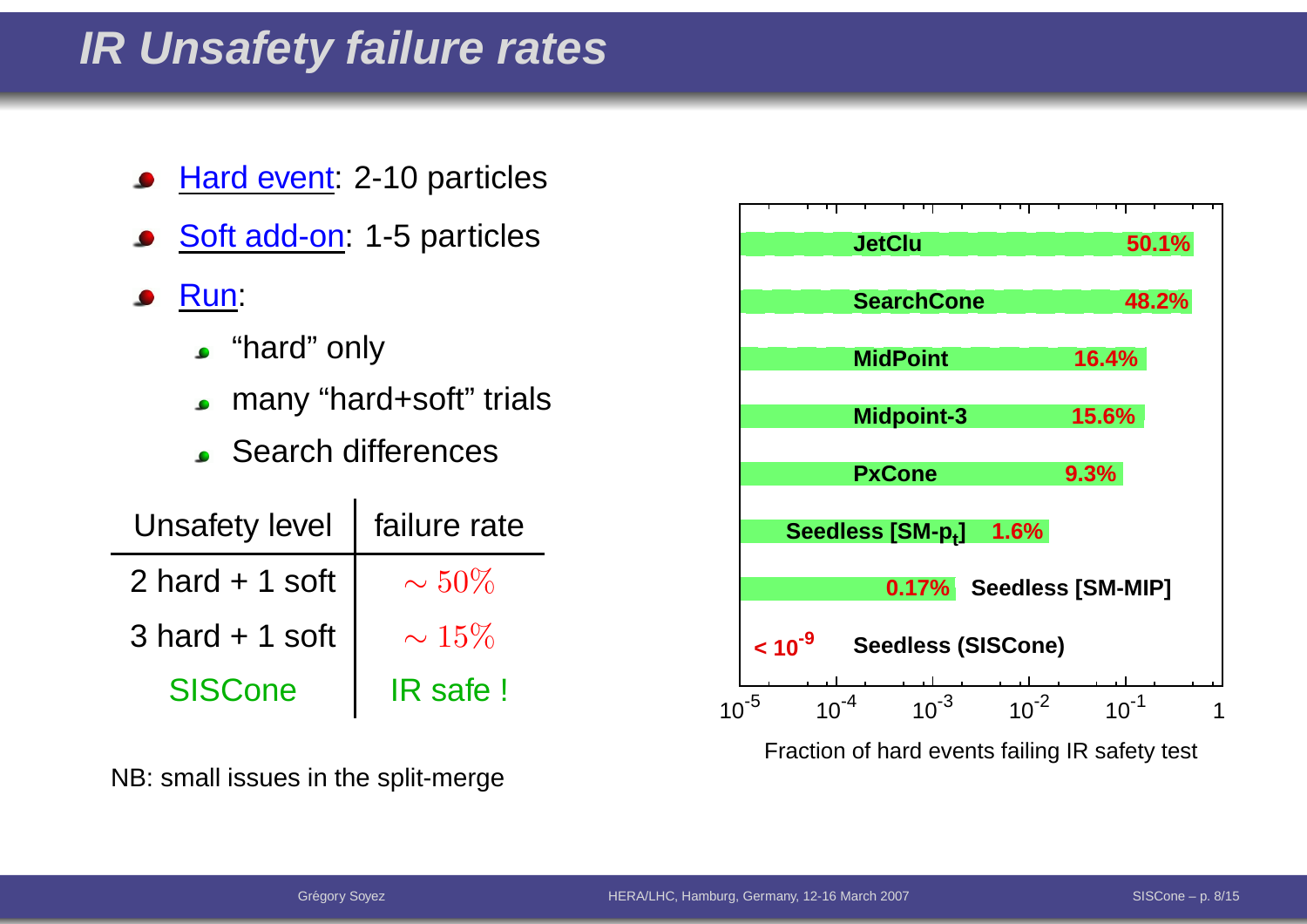# IR Unsafety failure rates

- Hard event: 2-10 particles
- Soft add-on: 1-5 particles
- Run:
  - “hard” only
  - many “hard+soft” trials
  - Search differences

| Unsafety level | failure rate |
|---|---|
| 2 hard + 1 soft | $\sim 50\%$ |
| 3 hard + 1 soft | $\sim 15\%$ |
| SISCone | IR safe ! |

NB: small issues in the split-merge

| Algorithm | Fraction of hard events failing IR safety test |
|---|---|
| JetClu | 50.1% |
| SearchCone | 48.2% |
| MidPoint | 16.4% |
| Midpoint-3 | 15.6% |
| PxCone | 9.3% |
| Seedless [SM-$p_t$] | 1.6% |
| Seedless [SM-MIP] | 0.17% |
| Seedless (SISCone) | $< 10^{-9}$ |

Fraction of hard events failing IR safety test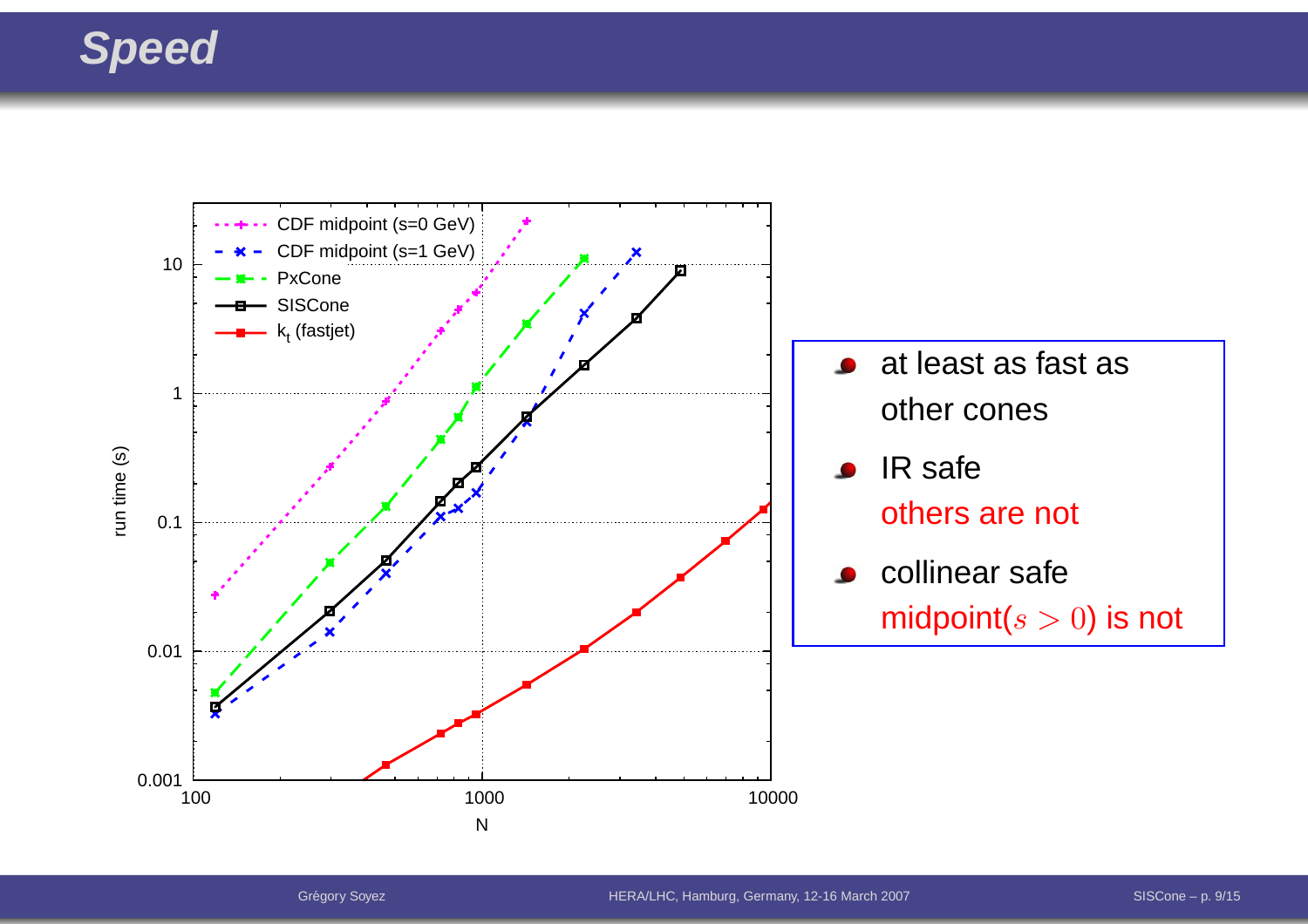# Speed

- at least as fast as other cones
- IR safe
  others are not
- collinear safe
  midpoint($s > 0$) is not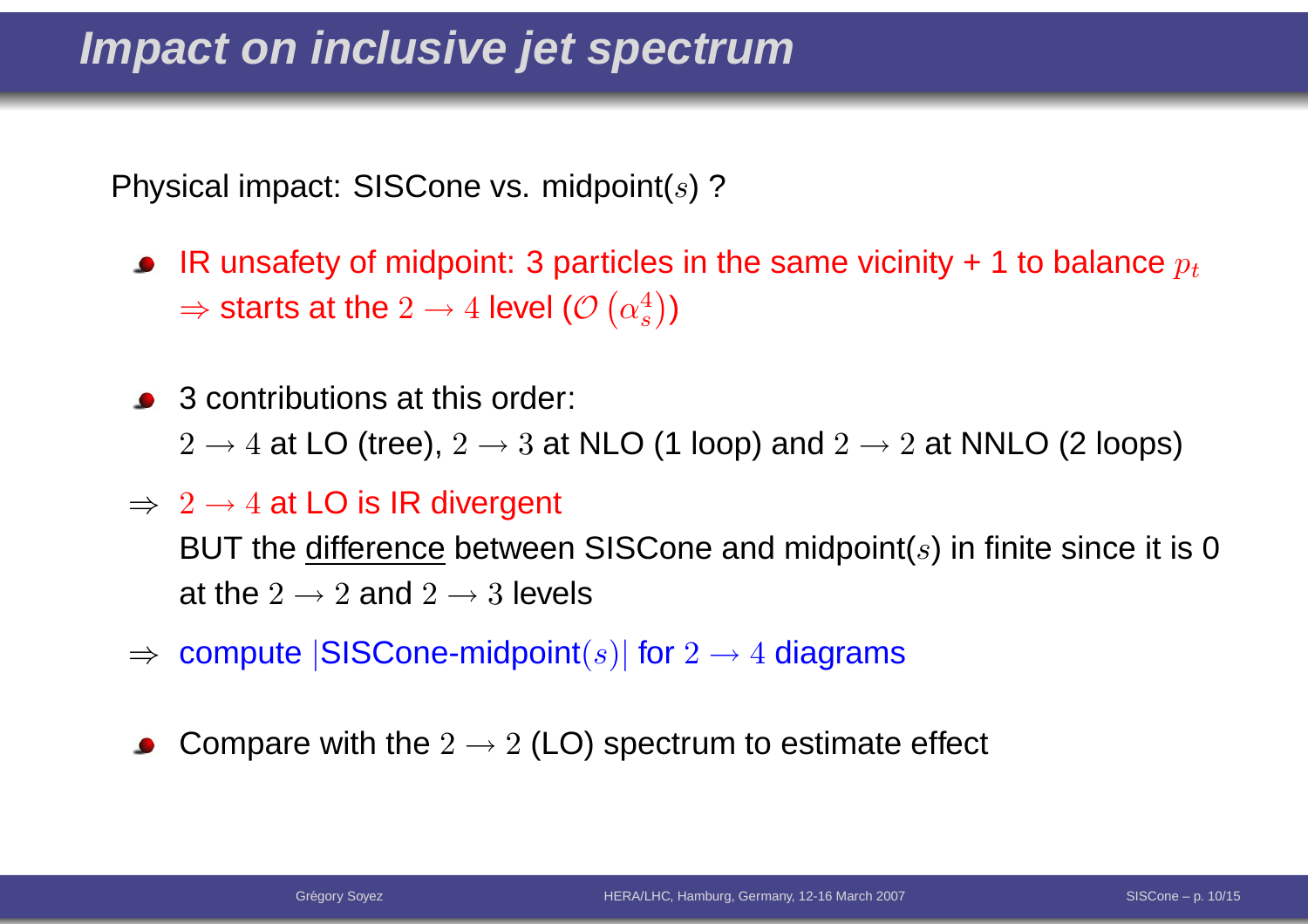# Impact on inclusive jet spectrum

Physical impact: SISCone vs. midpoint($s$) ?

- IR unsafety of midpoint: 3 particles in the same vicinity + 1 to balance $p_t$
  $\Rightarrow$ starts at the $2 \to 4$ level ($\mathcal{O}\left(\alpha_s^4\right)$)

- 3 contributions at this order:
  $2 \to 4$ at LO (tree), $2 \to 3$ at NLO (1 loop) and $2 \to 2$ at NNLO (2 loops)

$\Rightarrow$ $2 \to 4$ at LO is IR divergent
BUT the difference between SISCone and midpoint($s$) in finite since it is 0 at the $2 \to 2$ and $2 \to 3$ levels

$\Rightarrow$ compute $|$SISCone-midpoint$(s)|$ for $2 \to 4$ diagrams

- Compare with the $2 \to 2$ (LO) spectrum to estimate effect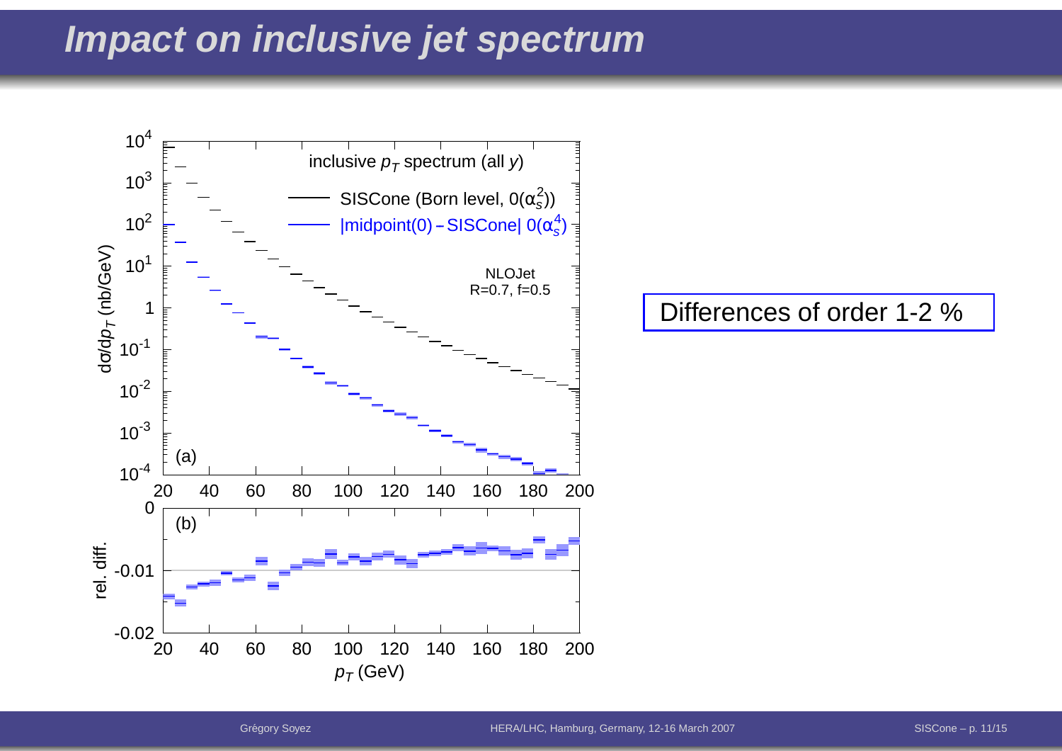# Impact on inclusive jet spectrum

Differences of order 1-2 %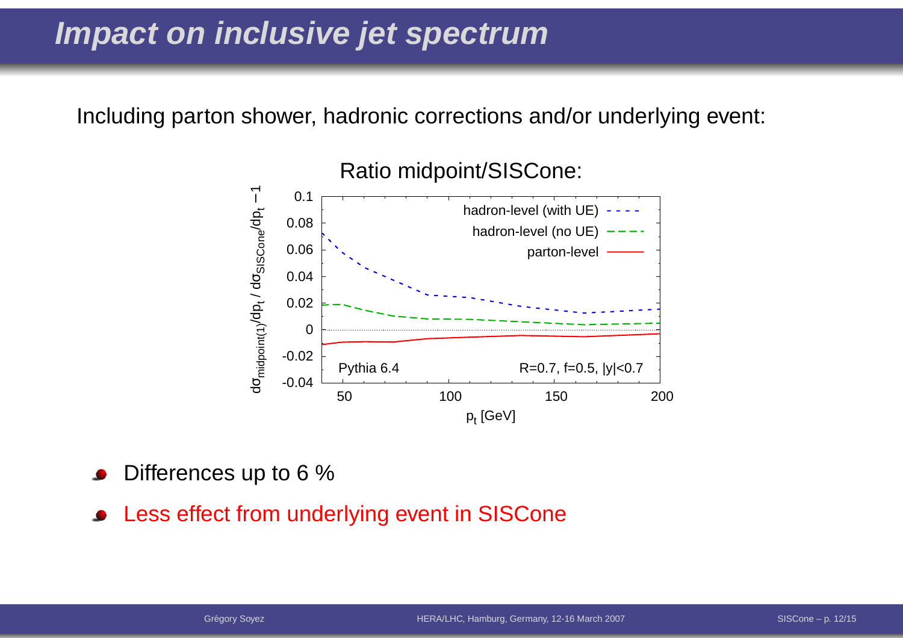# Impact on inclusive jet spectrum

Including parton shower, hadronic corrections and/or underlying event:

Ratio midpoint/SISCone:

- Differences up to 6 %
- Less effect from underlying event in SISCone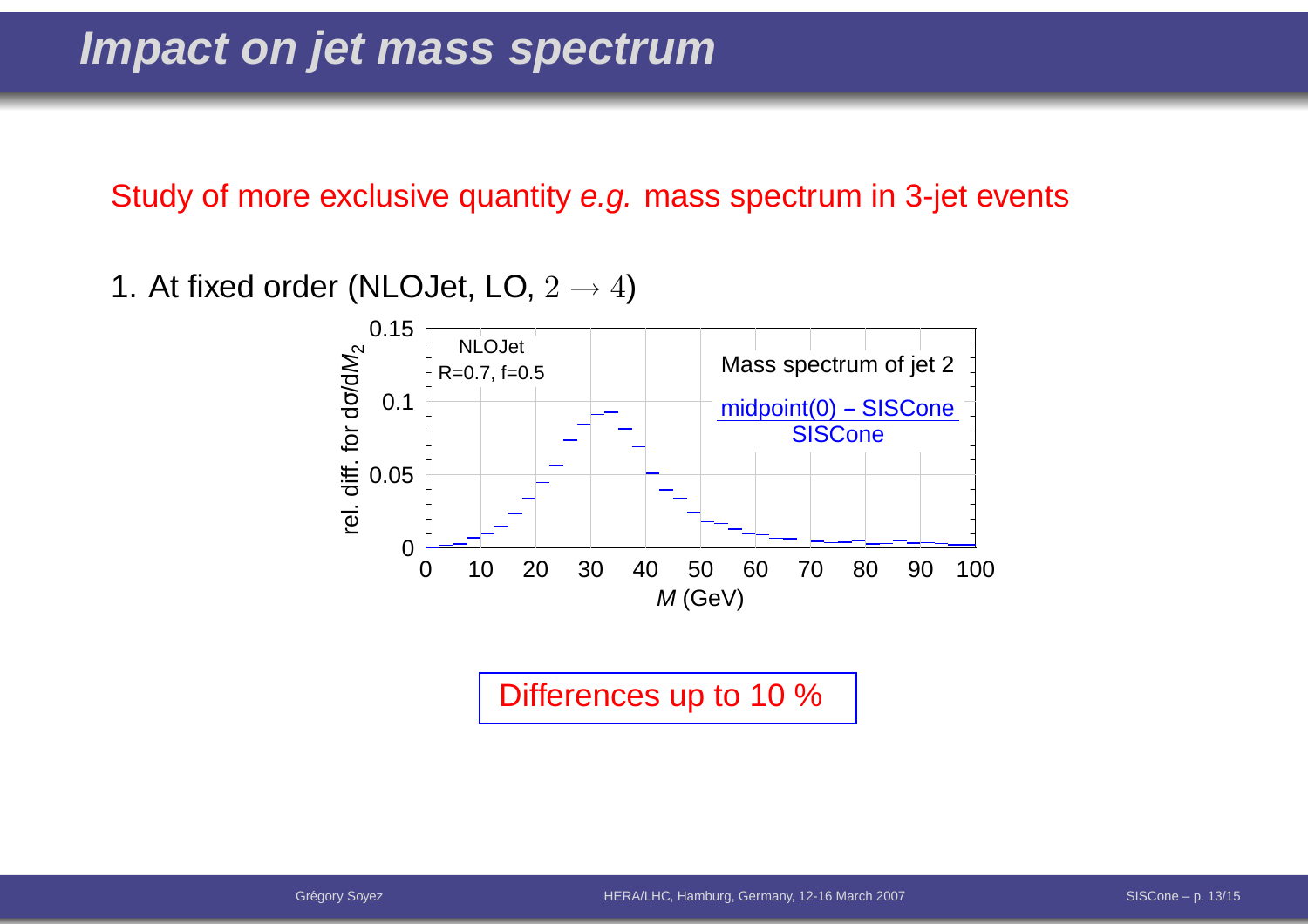# Impact on jet mass spectrum

Study of more exclusive quantity *e.g.* mass spectrum in 3-jet events

1. At fixed order (NLOJet, LO, $2 \to 4$)

NLOJet
R=0.7, f=0.5

Mass spectrum of jet 2

$\frac{\text{midpoint(0)} - \text{SISCone}}{\text{SISCone}}$

rel. diff. for $d\sigma/dM_2$

$M$ (GeV)

Differences up to 10 %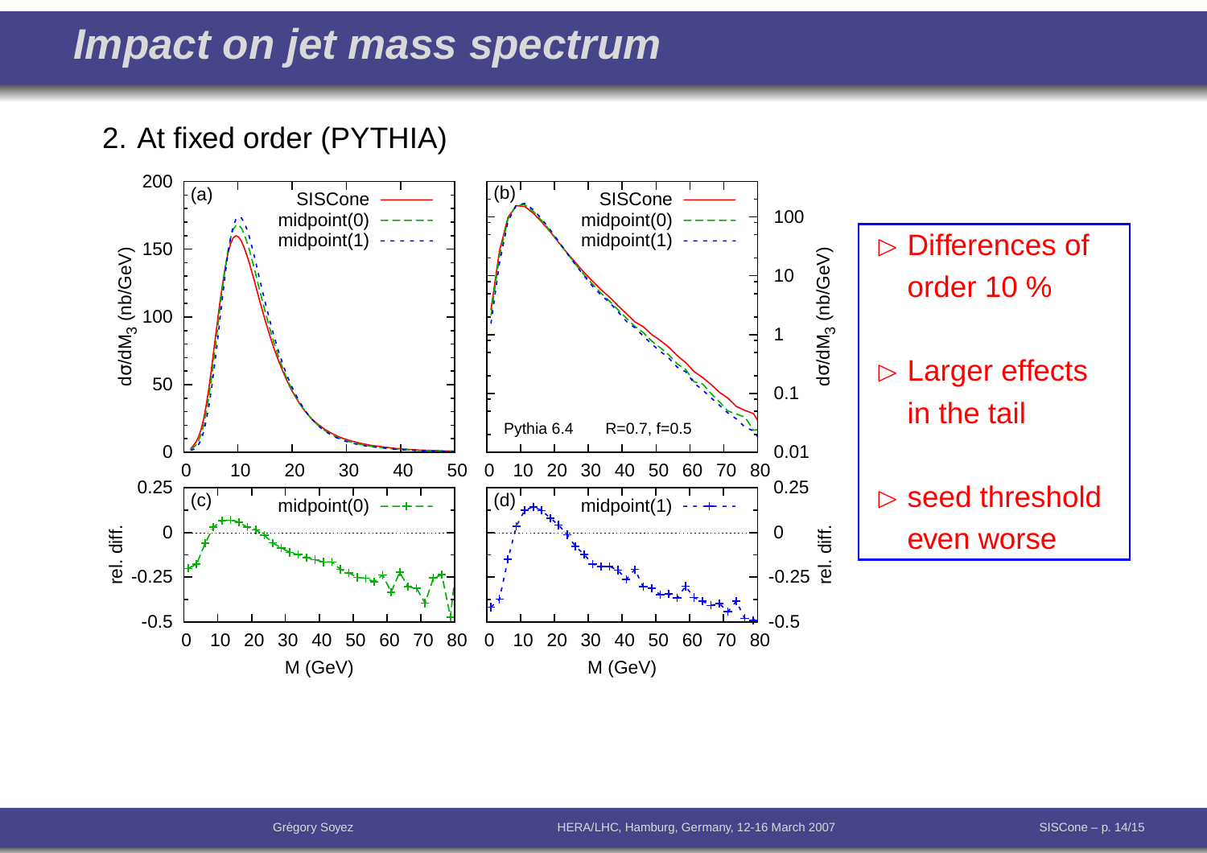# Impact on jet mass spectrum

2. At fixed order (PYTHIA)

- ▷ Differences of order 10 %
- ▷ Larger effects in the tail
- ▷ seed threshold even worse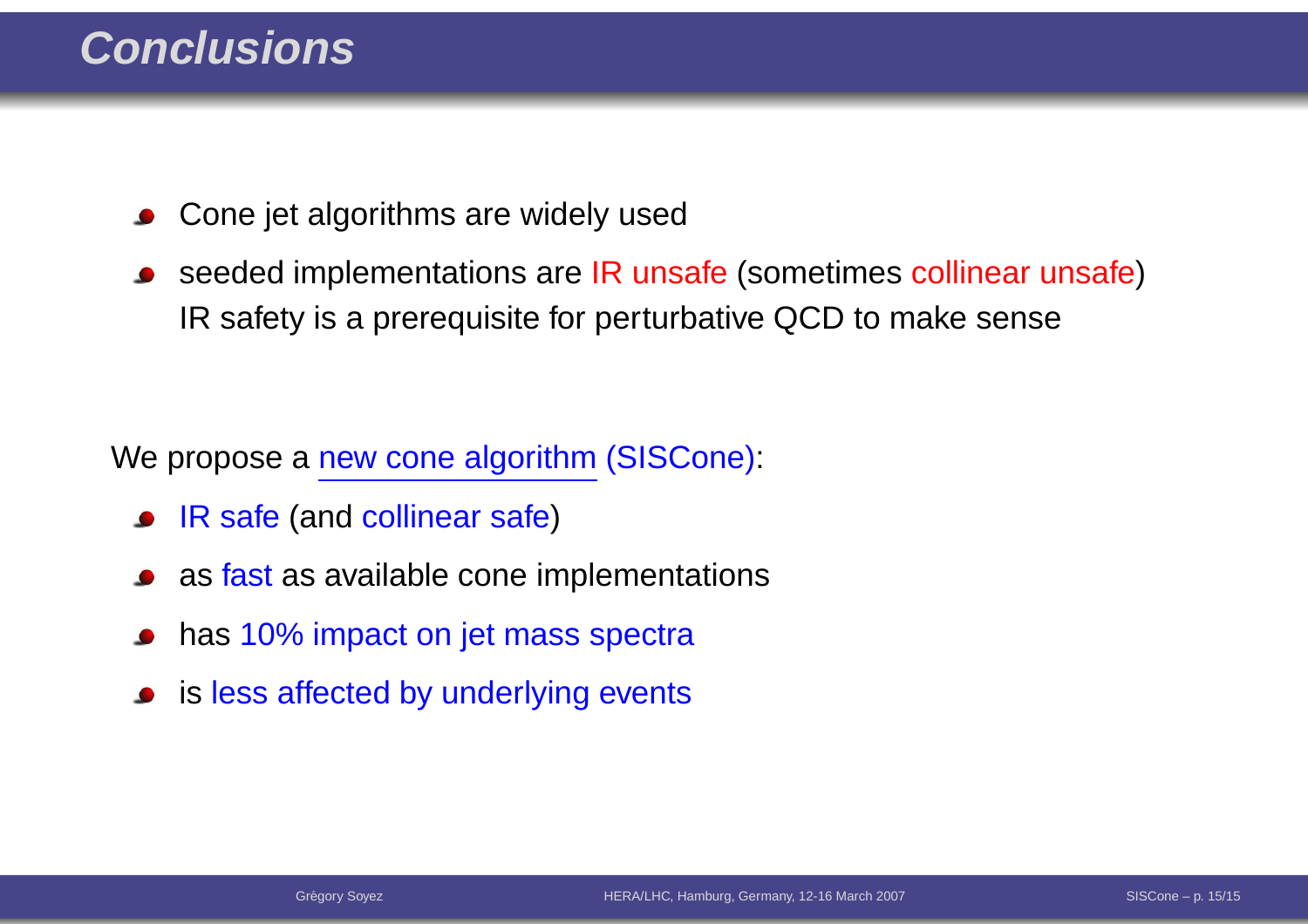# Conclusions

- Cone jet algorithms are widely used
- seeded implementations are IR unsafe (sometimes collinear unsafe)
  IR safety is a prerequisite for perturbative QCD to make sense

We propose a new cone algorithm (SISCone):

- IR safe (and collinear safe)
- as fast as available cone implementations
- has 10% impact on jet mass spectra
- is less affected by underlying events